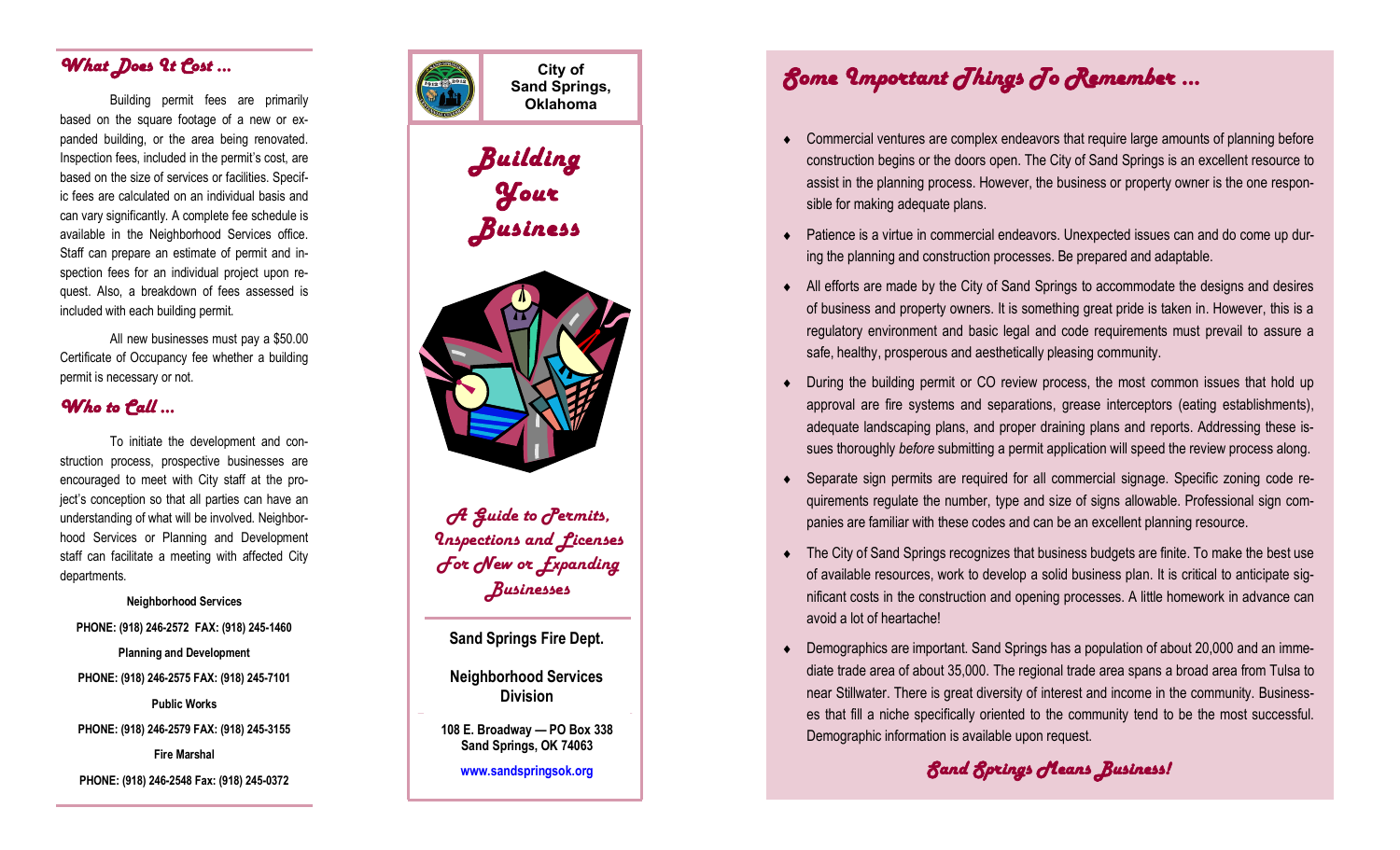## What Does It Cost ...

Building permit fees are primarily based on the square footage of a new or expanded building, or the area being renovated. Inspection fees, included in the permit's cost, are based on the size of services or facilities. Specific fees are calculated on an individual basis and can vary significantly. A complete fee schedule is available in the Neighborhood Services office. Staff can prepare an estimate of permit and inspection fees for an individual project upon request. Also, a breakdown of fees assessed is included with each building permit.

All new businesses must pay a $50.00 Certificate of Occupancy fee whether a building permit is necessary or not.

## Who to Call ...

To initiate the development and construction process, prospective businesses are encouraged to meet with City staff at the project's conception so that all parties can have an understanding of what will be involved. Neighborhood Services or Planning and Development staff can facilitate a meeting with affected City departments.

**Neighborhood Services**

**PHONE: (918) 246-2572 FAX: (918) 245-1460**

**Planning and Development**

**PHONE: (918) 246-2575 FAX: (918) 245-7101**

**Public Works**

**PHONE: (918) 246-2579 FAX: (918) 245-3155**

**Fire Marshal**

**PHONE: (918) 246-2548 Fax: (918) 245-0372**

**City of Sand Springs, Oklahoma**

# Building Your Business

*A Guide to Permits, Inspections and Licenses For New or Expanding Businesses*

**Sand Springs Fire Dept.**

**Neighborhood Services Division**

**108 E. Broadway — PO Box 338**
**Sand Springs, OK 74063**

**www.sandspringsok.org**

## Some Important Things To Remember ...

- Commercial ventures are complex endeavors that require large amounts of planning before construction begins or the doors open. The City of Sand Springs is an excellent resource to assist in the planning process. However, the business or property owner is the one responsible for making adequate plans.
- Patience is a virtue in commercial endeavors. Unexpected issues can and do come up during the planning and construction processes. Be prepared and adaptable.
- All efforts are made by the City of Sand Springs to accommodate the designs and desires of business and property owners. It is something great pride is taken in. However, this is a regulatory environment and basic legal and code requirements must prevail to assure a safe, healthy, prosperous and aesthetically pleasing community.
- During the building permit or CO review process, the most common issues that hold up approval are fire systems and separations, grease interceptors (eating establishments), adequate landscaping plans, and proper draining plans and reports. Addressing these issues thoroughly *before* submitting a permit application will speed the review process along.
- Separate sign permits are required for all commercial signage. Specific zoning code requirements regulate the number, type and size of signs allowable. Professional sign companies are familiar with these codes and can be an excellent planning resource.
- The City of Sand Springs recognizes that business budgets are finite. To make the best use of available resources, work to develop a solid business plan. It is critical to anticipate significant costs in the construction and opening processes. A little homework in advance can avoid a lot of heartache!
- Demographics are important. Sand Springs has a population of about 20,000 and an immediate trade area of about 35,000. The regional trade area spans a broad area from Tulsa to near Stillwater. There is great diversity of interest and income in the community. Businesses that fill a niche specifically oriented to the community tend to be the most successful. Demographic information is available upon request.

*Sand Springs Means Business!*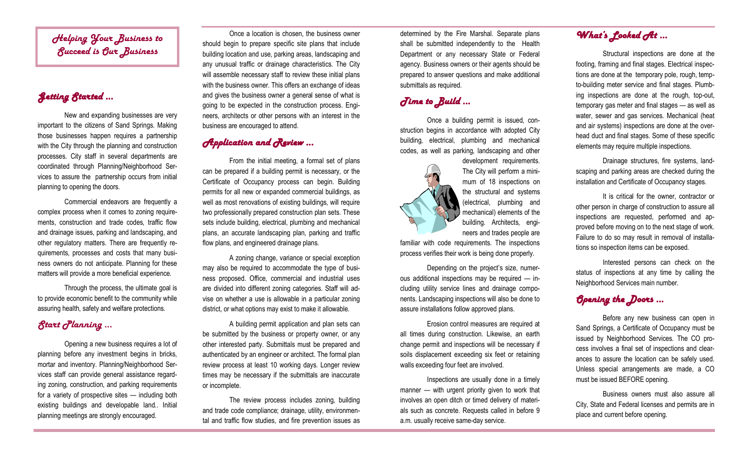## *Helping Your Business to Succeed is Our Business*

### *Getting Started ...*

New and expanding businesses are very important to the citizens of Sand Springs. Making those businesses happen requires a partnership with the City through the planning and construction processes. City staff in several departments are coordinated through Planning/Neighborhood Services to assure the partnership occurs from initial planning to opening the doors.

Commercial endeavors are frequently a complex process when it comes to zoning requirements, construction and trade codes, traffic flow and drainage issues, parking and landscaping, and other regulatory matters. There are frequently requirements, processes and costs that many business owners do not anticipate. Planning for these matters will provide a more beneficial experience.

Through the process, the ultimate goal is to provide economic benefit to the community while assuring health, safety and welfare protections.

### *Start Planning ...*

Opening a new business requires a lot of planning before any investment begins in bricks, mortar and inventory. Planning/Neighborhood Services staff can provide general assistance regarding zoning, construction, and parking requirements for a variety of prospective sites — including both existing buildings and developable land.. Initial planning meetings are strongly encouraged.

Once a location is chosen, the business owner should begin to prepare specific site plans that include building location and use, parking areas, landscaping and any unusual traffic or drainage characteristics. The City will assemble necessary staff to review these initial plans with the business owner. This offers an exchange of ideas and gives the business owner a general sense of what is going to be expected in the construction process. Engineers, architects or other persons with an interest in the business are encouraged to attend.

### *Application and Review ...*

From the initial meeting, a formal set of plans can be prepared if a building permit is necessary, or the Certificate of Occupancy process can begin. Building permits for all new or expanded commercial buildings, as well as most renovations of existing buildings, will require two professionally prepared construction plan sets. These sets include building, electrical, plumbing and mechanical plans, an accurate landscaping plan, parking and traffic flow plans, and engineered drainage plans.

A zoning change, variance or special exception may also be required to accommodate the type of business proposed. Office, commercial and industrial uses are divided into different zoning categories. Staff will advise on whether a use is allowable in a particular zoning district, or what options may exist to make it allowable.

A building permit application and plan sets can be submitted by the business or property owner, or any other interested party. Submittals must be prepared and authenticated by an engineer or architect. The formal plan review process at least 10 working days. Longer review times may be necessary if the submittals are inaccurate or incomplete.

The review process includes zoning, building and trade code compliance; drainage, utility, environmental and traffic flow studies, and fire prevention issues as determined by the Fire Marshal. Separate plans shall be submitted independently to the Health Department or any necessary State or Federal agency. Business owners or their agents should be prepared to answer questions and make additional submittals as required.

### *Time to Build ...*

Once a building permit is issued, construction begins in accordance with adopted City building, electrical, plumbing and mechanical codes, as well as parking, landscaping and other development requirements. The City will perform a minimum of 18 inspections on the structural and systems (electrical, plumbing and mechanical) elements of the building. Architects, engineers and trades people are familiar with code requirements. The inspections process verifies their work is being done properly.

Depending on the project's size, numerous additional inspections may be required — including utility service lines and drainage components. Landscaping inspections will also be done to assure installations follow approved plans.

Erosion control measures are required at all times during construction. Likewise, an earth change permit and inspections will be necessary if soils displacement exceeding six feet or retaining walls exceeding four feet are involved.

Inspections are usually done in a timely manner — with urgent priority given to work that involves an open ditch or timed delivery of materials such as concrete. Requests called in before 9 a.m. usually receive same-day service.

### *What's Looked At ...*

Structural inspections are done at the footing, framing and final stages. Electrical inspections are done at the temporary pole, rough, temp-to-building meter service and final stages. Plumbing inspections are done at the rough, top-out, temporary gas meter and final stages — as well as water, sewer and gas services. Mechanical (heat and air systems) inspections are done at the overhead duct and final stages. Some of these specific elements may require multiple inspections.

Drainage structures, fire systems, landscaping and parking areas are checked during the installation and Certificate of Occupancy stages.

It is critical for the owner, contractor or other person in charge of construction to assure all inspections are requested, performed and approved before moving on to the next stage of work. Failure to do so may result in removal of installations so inspection items can be exposed.

Interested persons can check on the status of inspections at any time by calling the Neighborhood Services main number.

### *Opening the Doors ...*

Before any new business can open in Sand Springs, a Certificate of Occupancy must be issued by Neighborhood Services. The CO process involves a final set of inspections and clearances to assure the location can be safely used. Unless special arrangements are made, a CO must be issued BEFORE opening.

Business owners must also assure all City, State and Federal licenses and permits are in place and current before opening.